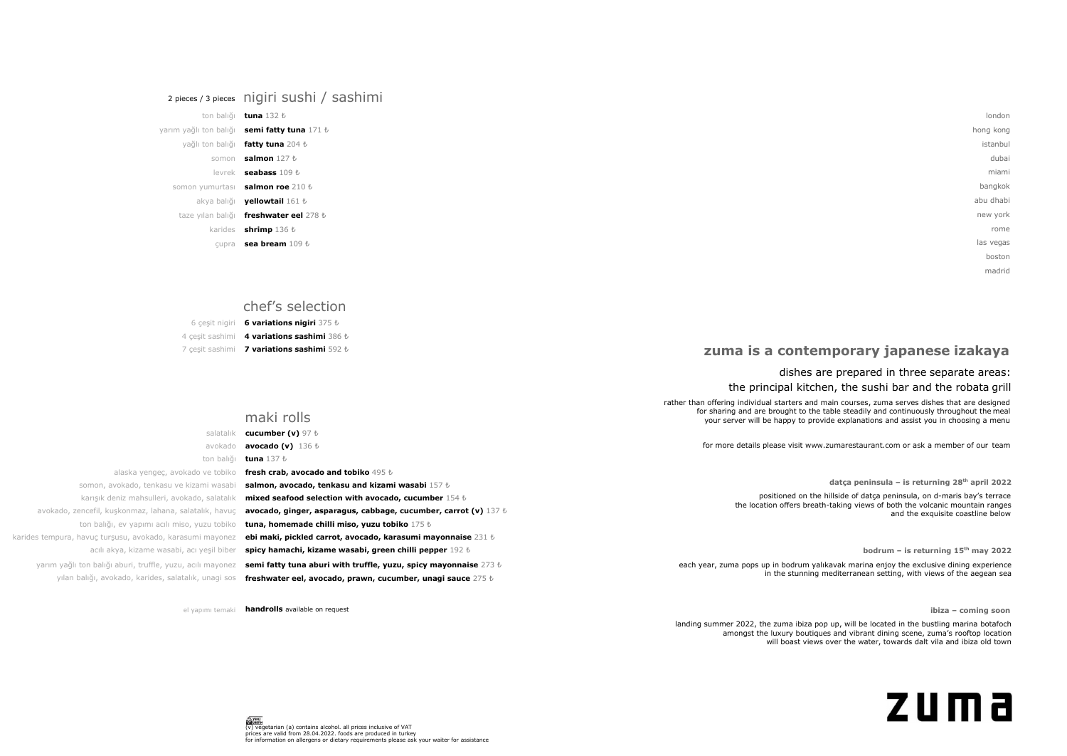## nigiri sushi / sashimi

2 pieces / 3 pieces

| | |
|---|---|
| ton balığı | **tuna** 132 ₺ |
| yarım yağlı ton balığı | **semi fatty tuna** 171 ₺ |
| yağlı ton balığı | **fatty tuna** 204 ₺ |
| somon | **salmon** 127 ₺ |
| levrek | **seabass** 109 ₺ |
| somon yumurtası | **salmon roe** 210 ₺ |
| akya balığı | **yellowtail** 161 ₺ |
| taze yılan balığı | **freshwater eel** 278 ₺ |
| karides | **shrimp** 136 ₺ |
| çupra | **sea bream** 109 ₺ |

## chef's selection

| | |
|---|---|
| 6 çeşit nigiri | **6 variations nigiri** 375 ₺ |
| 4 çeşit sashimi | **4 variations sashimi** 386 ₺ |
| 7 çeşit sashimi | **7 variations sashimi** 592 ₺ |

## maki rolls

| | |
|---|---|
| salatalık | **cucumber (v)** 97 ₺ |
| avokado | **avocado (v)** 136 ₺ |
| ton balığı | **tuna** 137 ₺ |
| alaska yengeç, avokado ve tobiko | **fresh crab, avocado and tobiko** 495 ₺ |
| somon, avokado, tenkasu ve kizami wasabi | **salmon, avocado, tenkasu and kizami wasabi** 157 ₺ |
| karışık deniz mahsulleri, avokado, salatalık | **mixed seafood selection with avocado, cucumber** 154 ₺ |
| avokado, zencefil, kuşkonmaz, lahana, salatalık, havuç | **avocado, ginger, asparagus, cabbage, cucumber, carrot (v)** 137 ₺ |
| ton balığı, ev yapımı acılı miso, yuzu tobiko | **tuna, homemade chilli miso, yuzu tobiko** 175 ₺ |
| karides tempura, havuç turşusu, avokado, karasumi mayonez | **ebi maki, pickled carrot, avocado, karasumi mayonnaise** 231 ₺ |
| acılı akya, kizame wasabi, acı yeşil biber | **spicy hamachi, kizame wasabi, green chilli pepper** 192 ₺ |
| yarım yağlı ton balığı aburi, truffle, yuzu, acılı mayonez | **semi fatty tuna aburi with truffle, yuzu, spicy mayonnaise** 273 ₺ |
| yılan balığı, avokado, karides, salatalık, unagi sos | **freshwater eel, avocado, prawn, cucumber, unagi sauce** 275 ₺ |
| el yapımı temaki | **handrolls** available on request |

(v) vegetarian (a) contains alcohol. all prices inclusive of VAT
prices are valid from 28.04.2022. foods are produced in turkey
for information on allergens or dietary requirements please ask your waiter for assistance

london
hong kong
istanbul
dubai
miami
bangkok
abu dhabi
new york
rome
las vegas
boston
madrid

## zuma is a contemporary japanese izakaya

dishes are prepared in three separate areas:
the principal kitchen, the sushi bar and the robata grill

rather than offering individual starters and main courses, zuma serves dishes that are designed for sharing and are brought to the table steadily and continuously throughout the meal your server will be happy to provide explanations and assist you in choosing a menu

for more details please visit www.zumarestaurant.com or ask a member of our team

**datça peninsula – is returning 28th april 2022**

positioned on the hillside of datça peninsula, on d-maris bay's terrace the location offers breath-taking views of both the volcanic mountain ranges and the exquisite coastline below

**bodrum – is returning 15th may 2022**

each year, zuma pops up in bodrum yalıkavak marina enjoy the exclusive dining experience in the stunning mediterranean setting, with views of the aegean sea

**ibiza – coming soon**

landing summer 2022, the zuma ibiza pop up, will be located in the bustling marina botafoch amongst the luxury boutiques and vibrant dining scene, zuma's rooftop location will boast views over the water, towards dalt vila and ibiza old town

**zuma**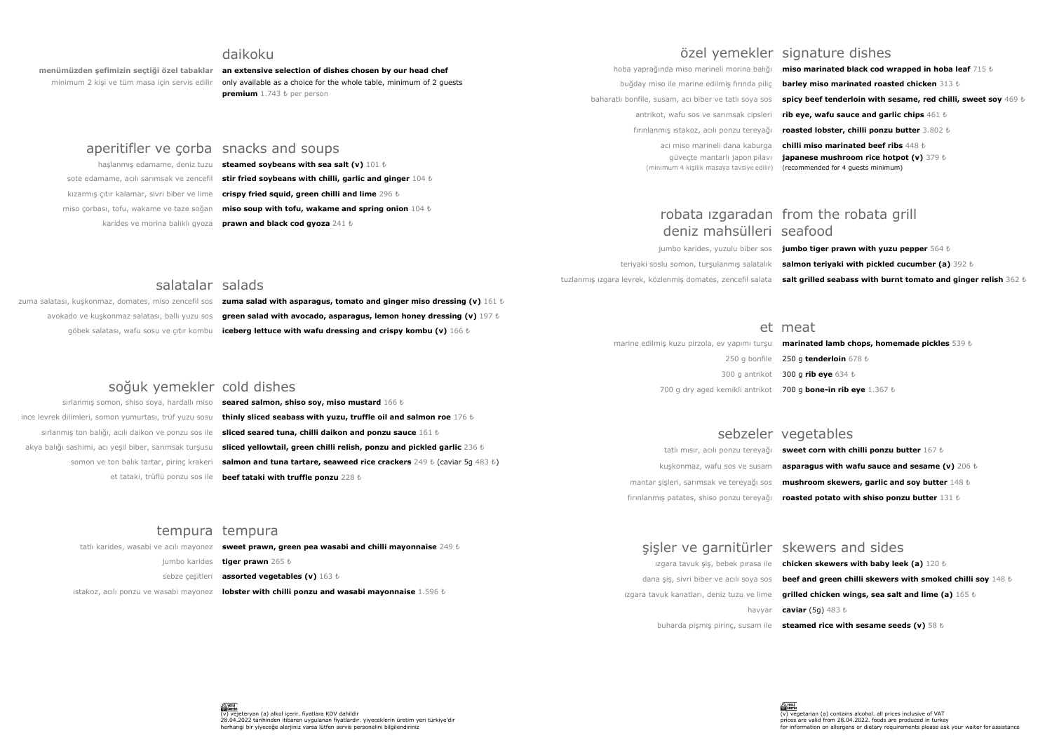## daikoku

menümüzden şefimizin seçtiği özel tabaklar — **an extensive selection of dishes chosen by our head chef**

minimum 2 kişi ve tüm masa için servis edilir — only available as a choice for the whole table, minimum of 2 guests

**premium** 1.743 ₺ per person

## aperitifler ve çorba — snacks and soups

| | |
|---|---|
| haşlanmış edamame, deniz tuzu | **steamed soybeans with sea salt (v)** 101 ₺ |
| sote edamame, acılı sarımsak ve zencefil | **stir fried soybeans with chilli, garlic and ginger** 104 ₺ |
| kızarmış çıtır kalamar, sivri biber ve lime | **crispy fried squid, green chilli and lime** 296 ₺ |
| miso çorbası, tofu, wakame ve taze soğan | **miso soup with tofu, wakame and spring onion** 104 ₺ |
| karides ve morina balıklı gyoza | **prawn and black cod gyoza** 241 ₺ |

## salatalar — salads

| | |
|---|---|
| zuma salatası, kuşkonmaz, domates, miso zencefil sos | **zuma salad with asparagus, tomato and ginger miso dressing (v)** 161 ₺ |
| avokado ve kuşkonmaz salatası, ballı yuzu sos | **green salad with avocado, asparagus, lemon honey dressing (v)** 197 ₺ |
| göbek salatası, wafu sosu ve çıtır kombu | **iceberg lettuce with wafu dressing and crispy kombu (v)** 166 ₺ |

## soğuk yemekler — cold dishes

| | |
|---|---|
| sırlanmış somon, shiso soya, hardallı miso | **seared salmon, shiso soy, miso mustard** 166 ₺ |
| ince levrek dilimleri, somon yumurtası, trüf yuzu sosu | **thinly sliced seabass with yuzu, truffle oil and salmon roe** 176 ₺ |
| sırlanmış ton balığı, acılı daikon ve ponzu sos ile | **sliced seared tuna, chilli daikon and ponzu sauce** 161 ₺ |
| akya balığı sashimi, acı yeşil biber, sarımsak turşusu | **sliced yellowtail, green chilli relish, ponzu and pickled garlic** 236 ₺ |
| somon ve ton balık tartar, pirinç krakeri | **salmon and tuna tartare, seaweed rice crackers** 249 ₺ (caviar 5g 483 ₺) |
| et tataki, trüflü ponzu sos ile | **beef tataki with truffle ponzu** 228 ₺ |

## tempura — tempura

| | |
|---|---|
| tatlı karides, wasabi ve acılı mayonez | **sweet prawn, green pea wasabi and chilli mayonnaise** 249 ₺ |
| jumbo karides | **tiger prawn** 265 ₺ |
| sebze çeşitleri | **assorted vegetables (v)** 163 ₺ |
| ıstakoz, acılı ponzu ve wasabi mayonez | **lobster with chilli ponzu and wasabi mayonnaise** 1.596 ₺ |

## özel yemekler — signature dishes

| | |
|---|---|
| hoba yaprağında miso marineli morina balığı | **miso marinated black cod wrapped in hoba leaf** 715 ₺ |
| buğday miso ile marine edilmiş fırında piliç | **barley miso marinated roasted chicken** 313 ₺ |
| baharatlı bonfile, susam, acı biber ve tatlı soya sos | **spicy beef tenderloin with sesame, red chilli, sweet soy** 469 ₺ |
| antrikot, wafu sos ve sarımsak cipsleri | **rib eye, wafu sauce and garlic chips** 461 ₺ |
| fırınlanmış ıstakoz, acılı ponzu tereyağı | **roasted lobster, chilli ponzu butter** 3.802 ₺ |
| acı miso marineli dana kaburga | **chilli miso marinated beef ribs** 448 ₺ |
| güveçte mantarlı japon pilavı (minimum 4 kişilik masaya tavsiye edilir) | **japanese mushroom rice hotpot (v)** 379 ₺ (recommended for 4 guests minimum) |

## robata ızgaradan deniz mahsülleri — from the robata grill seafood

| | |
|---|---|
| jumbo karides, yuzulu biber sos | **jumbo tiger prawn with yuzu pepper** 564 ₺ |
| teriyaki soslu somon, turşulanmış salatalık | **salmon teriyaki with pickled cucumber (a)** 392 ₺ |
| tuzlanmış ızgara levrek, közlenmiş domates, zencefil salata | **salt grilled seabass with burnt tomato and ginger relish** 362 ₺ |

## et — meat

| | |
|---|---|
| marine edilmiş kuzu pirzola, ev yapımı turşu | **marinated lamb chops, homemade pickles** 539 ₺ |
| 250 g bonfile | 250 g **tenderloin** 678 ₺ |
| 300 g antrikot | 300 g **rib eye** 634 ₺ |
| 700 g dry aged kemikli antrikot | 700 g **bone-in rib eye** 1.367 ₺ |

## sebzeler — vegetables

| | |
|---|---|
| tatlı mısır, acılı ponzu tereyağı | **sweet corn with chilli ponzu butter** 167 ₺ |
| kuşkonmaz, wafu sos ve susam | **asparagus with wafu sauce and sesame (v)** 206 ₺ |
| mantar şişleri, sarımsak ve tereyağı sos | **mushroom skewers, garlic and soy butter** 148 ₺ |
| fırınlanmış patates, shiso ponzu tereyağı | **roasted potato with shiso ponzu butter** 131 ₺ |

## şişler ve garnitürler — skewers and sides

| | |
|---|---|
| ızgara tavuk şiş, bebek pırasa ile | **chicken skewers with baby leek (a)** 120 ₺ |
| dana şiş, sivri biber ve acılı soya sos | **beef and green chilli skewers with smoked chilli soy** 148 ₺ |
| ızgara tavuk kanatları, deniz tuzu ve lime | **grilled chicken wings, sea salt and lime (a)** 165 ₺ |
| havyar | **caviar** (5g) 483 ₺ |
| buharda pişmiş pirinç, susam ile | **steamed rice with sesame seeds (v)** 58 ₺ |

(v) vejeteryan (a) alkol içerir. fiyatlara KDV dahildir
28.04.2022 tarihinden itibaren uygulanan fiyatlardır. yiyeceklerin üretim yeri türkiye'dir
herhangi bir yiyeceğe alerjiniz varsa lütfen servis personelini bilgilendiriniz

(v) vegetarian (a) contains alcohol. all prices inclusive of VAT
prices are valid from 28.04.2022. foods are produced in turkey
for information on allergens or dietary requirements please ask your waiter for assistance